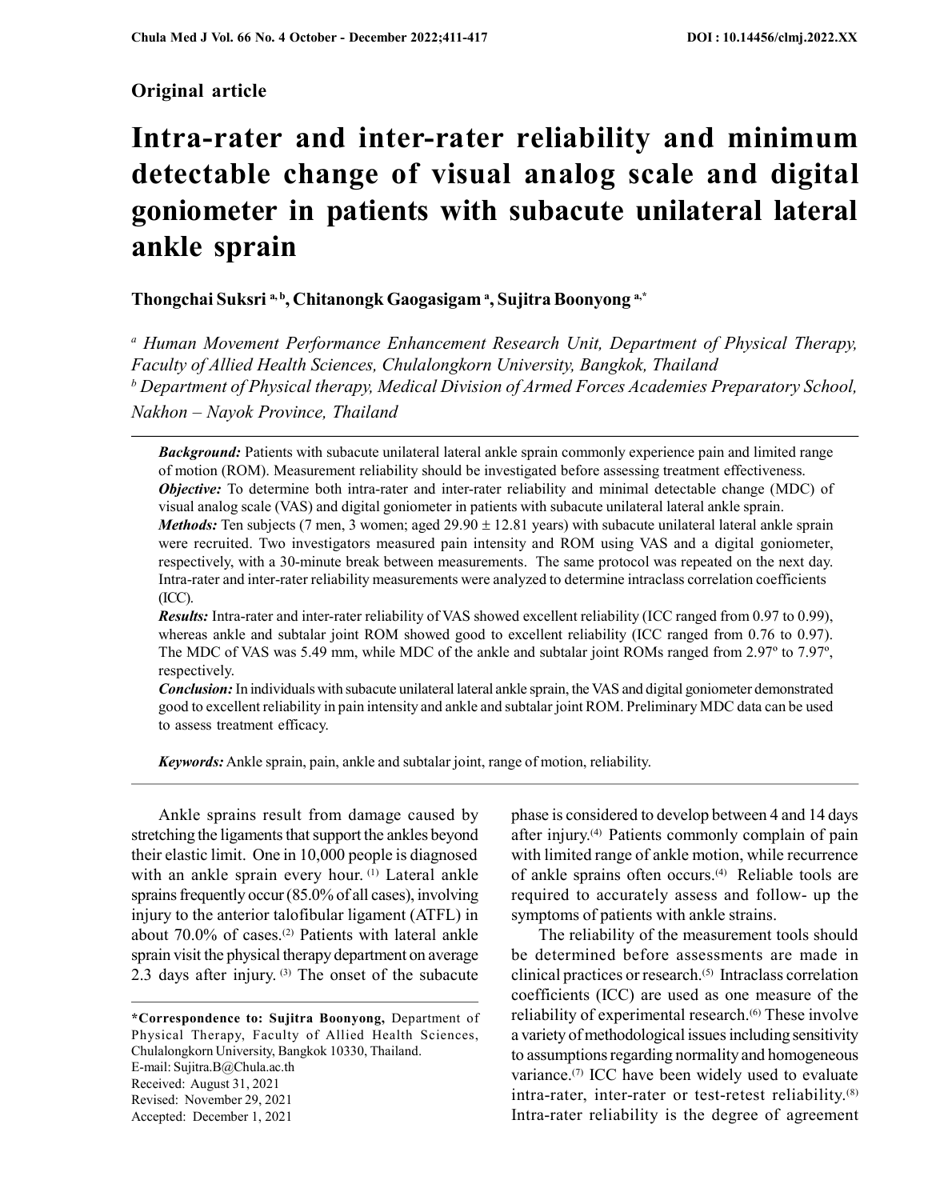**Original article**

# Intra-rater and inter-rater reliability and minimum detectable change of visual analog scale and digital goniometer in patients with subacute unilateral lateral ankle sprain

**Thongchai Suksri [a, b], Chitanongk Gaogasigam [a], Sujitra Boonyong [a,*]**

[a] *Human Movement Performance Enhancement Research Unit, Department of Physical Therapy, Faculty of Allied Health Sciences, Chulalongkorn University, Bangkok, Thailand*

[b] *Department of Physical therapy, Medical Division of Armed Forces Academies Preparatory School, Nakhon – Nayok Province, Thailand*

***Background:*** Patients with subacute unilateral lateral ankle sprain commonly experience pain and limited range of motion (ROM). Measurement reliability should be investigated before assessing treatment effectiveness.

***Objective:*** To determine both intra-rater and inter-rater reliability and minimal detectable change (MDC) of visual analog scale (VAS) and digital goniometer in patients with subacute unilateral lateral ankle sprain.

***Methods:*** Ten subjects (7 men, 3 women; aged 29.90 ± 12.81 years) with subacute unilateral lateral ankle sprain were recruited. Two investigators measured pain intensity and ROM using VAS and a digital goniometer, respectively, with a 30-minute break between measurements. The same protocol was repeated on the next day. Intra-rater and inter-rater reliability measurements were analyzed to determine intraclass correlation coefficients (ICC).

***Results:*** Intra-rater and inter-rater reliability of VAS showed excellent reliability (ICC ranged from 0.97 to 0.99), whereas ankle and subtalar joint ROM showed good to excellent reliability (ICC ranged from 0.76 to 0.97). The MDC of VAS was 5.49 mm, while MDC of the ankle and subtalar joint ROMs ranged from 2.97º to 7.97º, respectively.

***Conclusion:*** In individuals with subacute unilateral lateral ankle sprain, the VAS and digital goniometer demonstrated good to excellent reliability in pain intensity and ankle and subtalar joint ROM. Preliminary MDC data can be used to assess treatment efficacy.

***Keywords:*** Ankle sprain, pain, ankle and subtalar joint, range of motion, reliability.

---

Ankle sprains result from damage caused by stretching the ligaments that support the ankles beyond their elastic limit. One in 10,000 people is diagnosed with an ankle sprain every hour.[1] Lateral ankle sprains frequently occur (85.0% of all cases), involving injury to the anterior talofibular ligament (ATFL) in about 70.0% of cases.[2] Patients with lateral ankle sprain visit the physical therapy department on average 2.3 days after injury.[3] The onset of the subacute phase is considered to develop between 4 and 14 days after injury.[4] Patients commonly complain of pain with limited range of ankle motion, while recurrence of ankle sprains often occurs.[4] Reliable tools are required to accurately assess and follow- up the symptoms of patients with ankle strains.

The reliability of the measurement tools should be determined before assessments are made in clinical practices or research.[5] Intraclass correlation coefficients (ICC) are used as one measure of the reliability of experimental research.[6] These involve a variety of methodological issues including sensitivity to assumptions regarding normality and homogeneous variance.[7] ICC have been widely used to evaluate intra-rater, inter-rater or test-retest reliability.[8] Intra-rater reliability is the degree of agreement

---

**\*Correspondence to: Sujitra Boonyong,** Department of Physical Therapy, Faculty of Allied Health Sciences, Chulalongkorn University, Bangkok 10330, Thailand.
E-mail: Sujitra.B@Chula.ac.th
Received: August 31, 2021
Revised: November 29, 2021
Accepted: December 1, 2021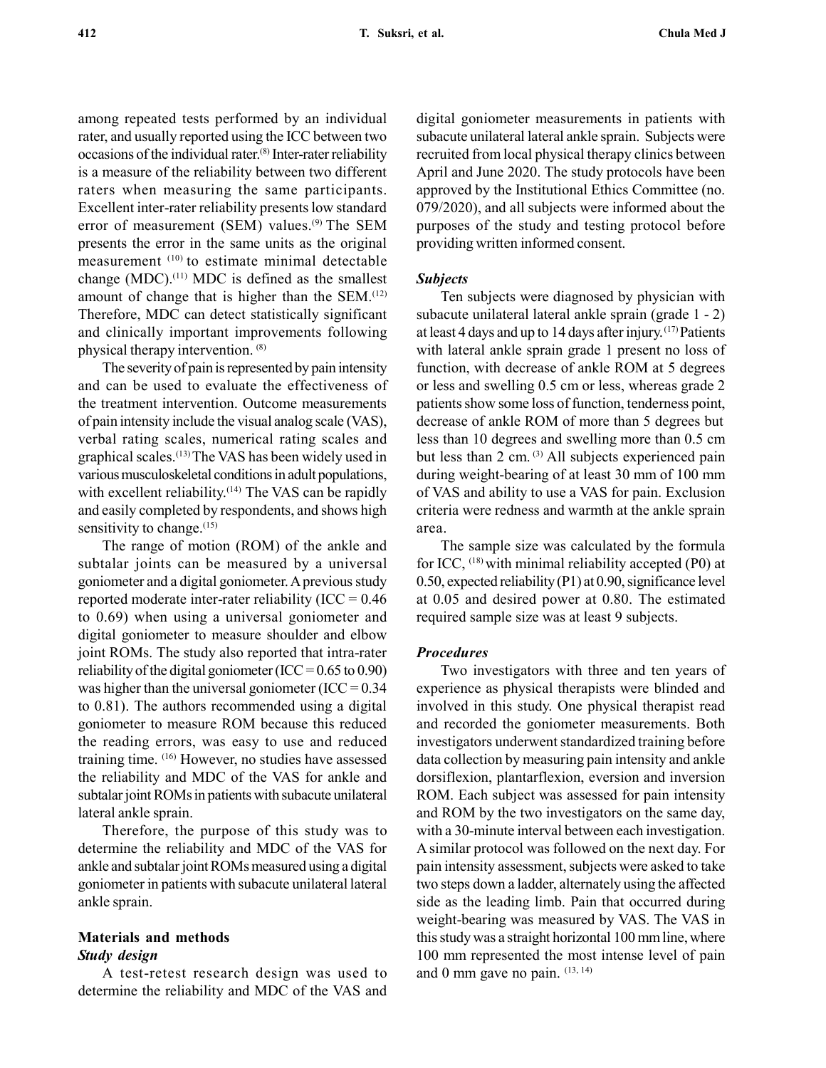among repeated tests performed by an individual rater, and usually reported using the ICC between two occasions of the individual rater.[8] Inter-rater reliability is a measure of the reliability between two different raters when measuring the same participants. Excellent inter-rater reliability presents low standard error of measurement (SEM) values.[9] The SEM presents the error in the same units as the original measurement [10] to estimate minimal detectable change (MDC).[11] MDC is defined as the smallest amount of change that is higher than the SEM.[12] Therefore, MDC can detect statistically significant and clinically important improvements following physical therapy intervention. [8]

The severity of pain is represented by pain intensity and can be used to evaluate the effectiveness of the treatment intervention. Outcome measurements of pain intensity include the visual analog scale (VAS), verbal rating scales, numerical rating scales and graphical scales.[13] The VAS has been widely used in various musculoskeletal conditions in adult populations, with excellent reliability.[14] The VAS can be rapidly and easily completed by respondents, and shows high sensitivity to change.[15]

The range of motion (ROM) of the ankle and subtalar joints can be measured by a universal goniometer and a digital goniometer. A previous study reported moderate inter-rater reliability (ICC = 0.46 to 0.69) when using a universal goniometer and digital goniometer to measure shoulder and elbow joint ROMs. The study also reported that intra-rater reliability of the digital goniometer (ICC = 0.65 to 0.90) was higher than the universal goniometer (ICC = 0.34 to 0.81). The authors recommended using a digital goniometer to measure ROM because this reduced the reading errors, was easy to use and reduced training time. [16] However, no studies have assessed the reliability and MDC of the VAS for ankle and subtalar joint ROMs in patients with subacute unilateral lateral ankle sprain.

Therefore, the purpose of this study was to determine the reliability and MDC of the VAS for ankle and subtalar joint ROMs measured using a digital goniometer in patients with subacute unilateral lateral ankle sprain.

## Materials and methods

### *Study design*

A test-retest research design was used to determine the reliability and MDC of the VAS and digital goniometer measurements in patients with subacute unilateral lateral ankle sprain. Subjects were recruited from local physical therapy clinics between April and June 2020. The study protocols have been approved by the Institutional Ethics Committee (no. 079/2020), and all subjects were informed about the purposes of the study and testing protocol before providing written informed consent.

### *Subjects*

Ten subjects were diagnosed by physician with subacute unilateral lateral ankle sprain (grade 1 - 2) at least 4 days and up to 14 days after injury.[17] Patients with lateral ankle sprain grade 1 present no loss of function, with decrease of ankle ROM at 5 degrees or less and swelling 0.5 cm or less, whereas grade 2 patients show some loss of function, tenderness point, decrease of ankle ROM of more than 5 degrees but less than 10 degrees and swelling more than 0.5 cm but less than 2 cm. [3] All subjects experienced pain during weight-bearing of at least 30 mm of 100 mm of VAS and ability to use a VAS for pain. Exclusion criteria were redness and warmth at the ankle sprain area.

The sample size was calculated by the formula for ICC, [18] with minimal reliability accepted (P0) at 0.50, expected reliability (P1) at 0.90, significance level at 0.05 and desired power at 0.80. The estimated required sample size was at least 9 subjects.

### *Procedures*

Two investigators with three and ten years of experience as physical therapists were blinded and involved in this study. One physical therapist read and recorded the goniometer measurements. Both investigators underwent standardized training before data collection by measuring pain intensity and ankle dorsiflexion, plantarflexion, eversion and inversion ROM. Each subject was assessed for pain intensity and ROM by the two investigators on the same day, with a 30-minute interval between each investigation. A similar protocol was followed on the next day. For pain intensity assessment, subjects were asked to take two steps down a ladder, alternately using the affected side as the leading limb. Pain that occurred during weight-bearing was measured by VAS. The VAS in this study was a straight horizontal 100 mm line, where 100 mm represented the most intense level of pain and 0 mm gave no pain. [13, 14]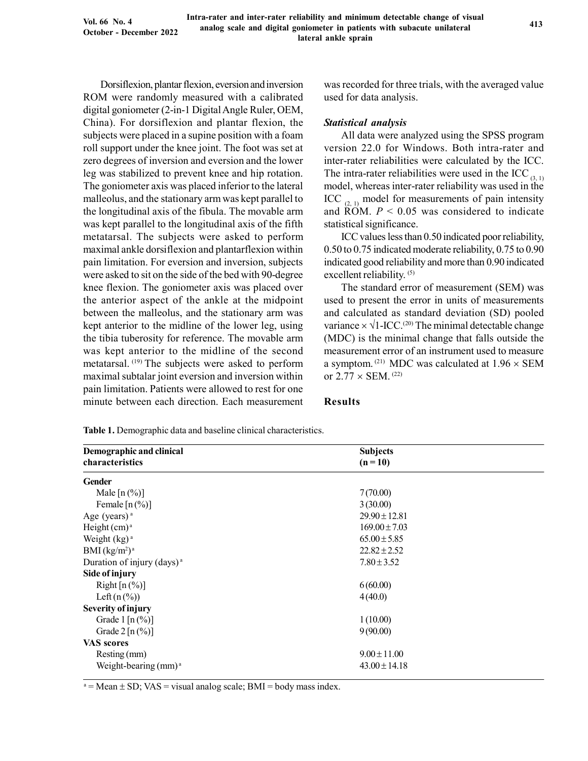Dorsiflexion, plantar flexion, eversion and inversion ROM were randomly measured with a calibrated digital goniometer (2-in-1 Digital Angle Ruler, OEM, China). For dorsiflexion and plantar flexion, the subjects were placed in a supine position with a foam roll support under the knee joint. The foot was set at zero degrees of inversion and eversion and the lower leg was stabilized to prevent knee and hip rotation. The goniometer axis was placed inferior to the lateral malleolus, and the stationary arm was kept parallel to the longitudinal axis of the fibula. The movable arm was kept parallel to the longitudinal axis of the fifth metatarsal. The subjects were asked to perform maximal ankle dorsiflexion and plantarflexion within pain limitation. For eversion and inversion, subjects were asked to sit on the side of the bed with 90-degree knee flexion. The goniometer axis was placed over the anterior aspect of the ankle at the midpoint between the malleolus, and the stationary arm was kept anterior to the midline of the lower leg, using the tibia tuberosity for reference. The movable arm was kept anterior to the midline of the second metatarsal. [19] The subjects were asked to perform maximal subtalar joint eversion and inversion within pain limitation. Patients were allowed to rest for one minute between each direction. Each measurement was recorded for three trials, with the averaged value used for data analysis.

### *Statistical analysis*

All data were analyzed using the SPSS program version 22.0 for Windows. Both intra-rater and inter-rater reliabilities were calculated by the ICC. The intra-rater reliabilities were used in the $ICC_{(3, 1)}$ model, whereas inter-rater reliability was used in the $ICC_{(2, 1)}$ model for measurements of pain intensity and ROM. $P < 0.05$ was considered to indicate statistical significance.

ICC values less than 0.50 indicated poor reliability, 0.50 to 0.75 indicated moderate reliability, 0.75 to 0.90 indicated good reliability and more than 0.90 indicated excellent reliability. [5]

The standard error of measurement (SEM) was used to present the error in units of measurements and calculated as standard deviation (SD) pooled variance $\times \sqrt{1\text{-ICC}}$.[20] The minimal detectable change (MDC) is the minimal change that falls outside the measurement error of an instrument used to measure a symptom. [21] MDC was calculated at $1.96 \times$ SEM or $2.77 \times$ SEM. [22]

## Results

**Table 1.** Demographic data and baseline clinical characteristics.

| Demographic and clinical characteristics | Subjects (n = 10) |
|---|---|
| **Gender** | |
| Male [n (%)] | 7 (70.00) |
| Female [n (%)] | 3 (30.00) |
| Age (years) [a] | 29.90 ± 12.81 |
| Height (cm) [a] | 169.00 ± 7.03 |
| Weight (kg) [a] | 65.00 ± 5.85 |
| BMI (kg/m$^2$) [a] | 22.82 ± 2.52 |
| Duration of injury (days) [a] | 7.80 ± 3.52 |
| **Side of injury** | |
| Right [n (%)] | 6 (60.00) |
| Left (n (%)) | 4 (40.0) |
| **Severity of injury** | |
| Grade 1 [n (%)] | 1 (10.00) |
| Grade 2 [n (%)] | 9 (90.00) |
| **VAS scores** | |
| Resting (mm) | 9.00 ± 11.00 |
| Weight-bearing (mm) [a] | 43.00 ± 14.18 |

[a] = Mean ± SD; VAS = visual analog scale; BMI = body mass index.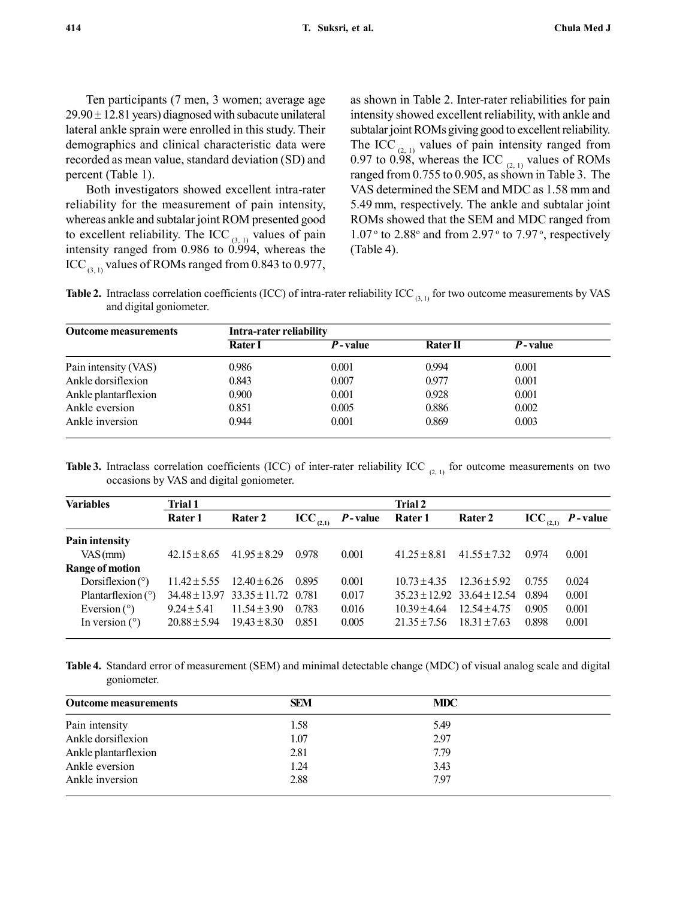Ten participants (7 men, 3 women; average age 29.90 ± 12.81 years) diagnosed with subacute unilateral lateral ankle sprain were enrolled in this study. Their demographics and clinical characteristic data were recorded as mean value, standard deviation (SD) and percent (Table 1).

Both investigators showed excellent intra-rater reliability for the measurement of pain intensity, whereas ankle and subtalar joint ROM presented good to excellent reliability. The $ICC_{(3,1)}$ values of pain intensity ranged from 0.986 to 0.994, whereas the $ICC_{(3,1)}$ values of ROMs ranged from 0.843 to 0.977, as shown in Table 2. Inter-rater reliabilities for pain intensity showed excellent reliability, with ankle and subtalar joint ROMs giving good to excellent reliability. The $ICC_{(2,1)}$ values of pain intensity ranged from 0.97 to 0.98, whereas the $ICC_{(2,1)}$ values of ROMs ranged from 0.755 to 0.905, as shown in Table 3. The VAS determined the SEM and MDC as 1.58 mm and 5.49 mm, respectively. The ankle and subtalar joint ROMs showed that the SEM and MDC ranged from 1.07° to 2.88° and from 2.97° to 7.97°, respectively (Table 4).

**Table 2.** Intraclass correlation coefficients (ICC) of intra-rater reliability $ICC_{(3,1)}$ for two outcome measurements by VAS and digital goniometer.

| Outcome measurements | Intra-rater reliability | | | |
|---|---|---|---|---|
| | Rater I | *P*-value | Rater II | *P*-value |
| Pain intensity (VAS) | 0.986 | 0.001 | 0.994 | 0.001 |
| Ankle dorsiflexion | 0.843 | 0.007 | 0.977 | 0.001 |
| Ankle plantarflexion | 0.900 | 0.001 | 0.928 | 0.001 |
| Ankle eversion | 0.851 | 0.005 | 0.886 | 0.002 |
| Ankle inversion | 0.944 | 0.001 | 0.869 | 0.003 |

**Table 3.** Intraclass correlation coefficients (ICC) of inter-rater reliability $ICC_{(2,1)}$ for outcome measurements on two occasions by VAS and digital goniometer.

| Variables | Trial 1 | | | | Trial 2 | | | |
|---|---|---|---|---|---|---|---|---|
| | Rater 1 | Rater 2 | $ICC_{(2,1)}$ | *P*-value | Rater 1 | Rater 2 | $ICC_{(2,1)}$ | *P*-value |
| **Pain intensity** | | | | | | | | |
| VAS (mm) | 42.15 ± 8.65 | 41.95 ± 8.29 | 0.978 | 0.001 | 41.25 ± 8.81 | 41.55 ± 7.32 | 0.974 | 0.001 |
| **Range of motion** | | | | | | | | |
| Dorsiflexion (°) | 11.42 ± 5.55 | 12.40 ± 6.26 | 0.895 | 0.001 | 10.73 ± 4.35 | 12.36 ± 5.92 | 0.755 | 0.024 |
| Plantarflexion (°) | 34.48 ± 13.97 | 33.35 ± 11.72 | 0.781 | 0.017 | 35.23 ± 12.92 | 33.64 ± 12.54 | 0.894 | 0.001 |
| Eversion (°) | 9.24 ± 5.41 | 11.54 ± 3.90 | 0.783 | 0.016 | 10.39 ± 4.64 | 12.54 ± 4.75 | 0.905 | 0.001 |
| In version (°) | 20.88 ± 5.94 | 19.43 ± 8.30 | 0.851 | 0.005 | 21.35 ± 7.56 | 18.31 ± 7.63 | 0.898 | 0.001 |

**Table 4.** Standard error of measurement (SEM) and minimal detectable change (MDC) of visual analog scale and digital goniometer.

| Outcome measurements | SEM | MDC |
|---|---|---|
| Pain intensity | 1.58 | 5.49 |
| Ankle dorsiflexion | 1.07 | 2.97 |
| Ankle plantarflexion | 2.81 | 7.79 |
| Ankle eversion | 1.24 | 3.43 |
| Ankle inversion | 2.88 | 7.97 |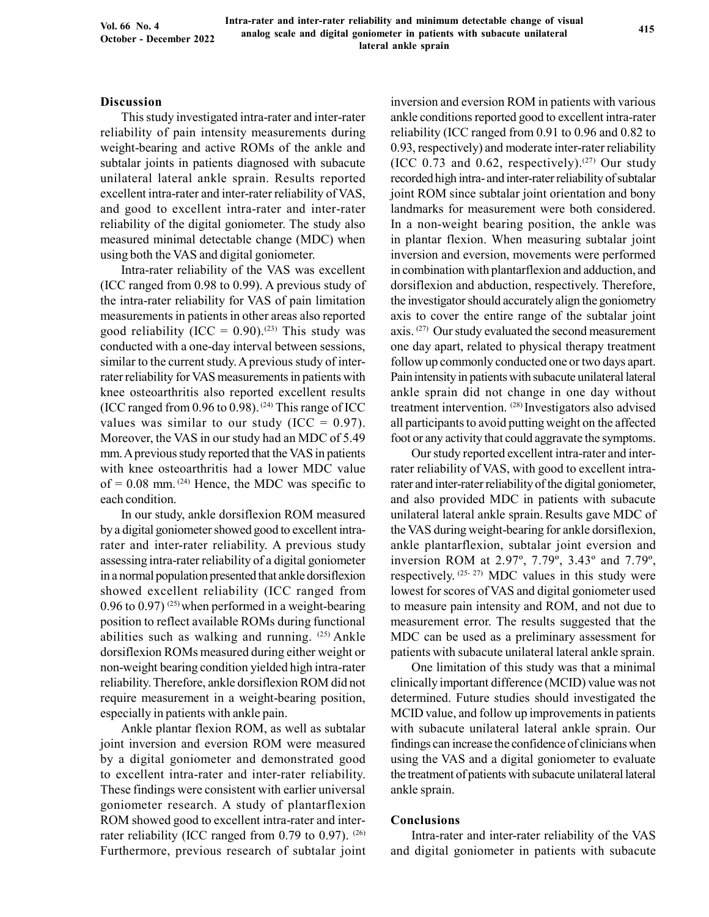## Discussion

This study investigated intra-rater and inter-rater reliability of pain intensity measurements during weight-bearing and active ROMs of the ankle and subtalar joints in patients diagnosed with subacute unilateral lateral ankle sprain. Results reported excellent intra-rater and inter-rater reliability of VAS, and good to excellent intra-rater and inter-rater reliability of the digital goniometer. The study also measured minimal detectable change (MDC) when using both the VAS and digital goniometer.

Intra-rater reliability of the VAS was excellent (ICC ranged from 0.98 to 0.99). A previous study of the intra-rater reliability for VAS of pain limitation measurements in patients in other areas also reported good reliability (ICC = 0.90).[23] This study was conducted with a one-day interval between sessions, similar to the current study. A previous study of inter-rater reliability for VAS measurements in patients with knee osteoarthritis also reported excellent results (ICC ranged from 0.96 to 0.98).[24] This range of ICC values was similar to our study (ICC = 0.97). Moreover, the VAS in our study had an MDC of 5.49 mm. A previous study reported that the VAS in patients with knee osteoarthritis had a lower MDC value of = 0.08 mm.[24] Hence, the MDC was specific to each condition.

In our study, ankle dorsiflexion ROM measured by a digital goniometer showed good to excellent intra-rater and inter-rater reliability. A previous study assessing intra-rater reliability of a digital goniometer in a normal population presented that ankle dorsiflexion showed excellent reliability (ICC ranged from 0.96 to 0.97)[25] when performed in a weight-bearing position to reflect available ROMs during functional abilities such as walking and running.[25] Ankle dorsiflexion ROMs measured during either weight or non-weight bearing condition yielded high intra-rater reliability. Therefore, ankle dorsiflexion ROM did not require measurement in a weight-bearing position, especially in patients with ankle pain.

Ankle plantar flexion ROM, as well as subtalar joint inversion and eversion ROM were measured by a digital goniometer and demonstrated good to excellent intra-rater and inter-rater reliability. These findings were consistent with earlier universal goniometer research. A study of plantarflexion ROM showed good to excellent intra-rater and inter-rater reliability (ICC ranged from 0.79 to 0.97).[26] Furthermore, previous research of subtalar joint inversion and eversion ROM in patients with various ankle conditions reported good to excellent intra-rater reliability (ICC ranged from 0.91 to 0.96 and 0.82 to 0.93, respectively) and moderate inter-rater reliability (ICC 0.73 and 0.62, respectively).[27] Our study recorded high intra- and inter-rater reliability of subtalar joint ROM since subtalar joint orientation and bony landmarks for measurement were both considered. In a non-weight bearing position, the ankle was in plantar flexion. When measuring subtalar joint inversion and eversion, movements were performed in combination with plantarflexion and adduction, and dorsiflexion and abduction, respectively. Therefore, the investigator should accurately align the goniometry axis to cover the entire range of the subtalar joint axis.[27] Our study evaluated the second measurement one day apart, related to physical therapy treatment follow up commonly conducted one or two days apart. Pain intensity in patients with subacute unilateral lateral ankle sprain did not change in one day without treatment intervention.[28] Investigators also advised all participants to avoid putting weight on the affected foot or any activity that could aggravate the symptoms.

Our study reported excellent intra-rater and inter-rater reliability of VAS, with good to excellent intra-rater and inter-rater reliability of the digital goniometer, and also provided MDC in patients with subacute unilateral lateral ankle sprain. Results gave MDC of the VAS during weight-bearing for ankle dorsiflexion, ankle plantarflexion, subtalar joint eversion and inversion ROM at 2.97º, 7.79º, 3.43º and 7.79º, respectively.[25-27] MDC values in this study were lowest for scores of VAS and digital goniometer used to measure pain intensity and ROM, and not due to measurement error. The results suggested that the MDC can be used as a preliminary assessment for patients with subacute unilateral lateral ankle sprain.

One limitation of this study was that a minimal clinically important difference (MCID) value was not determined. Future studies should investigated the MCID value, and follow up improvements in patients with subacute unilateral lateral ankle sprain. Our findings can increase the confidence of clinicians when using the VAS and a digital goniometer to evaluate the treatment of patients with subacute unilateral lateral ankle sprain.

## Conclusions

Intra-rater and inter-rater reliability of the VAS and digital goniometer in patients with subacute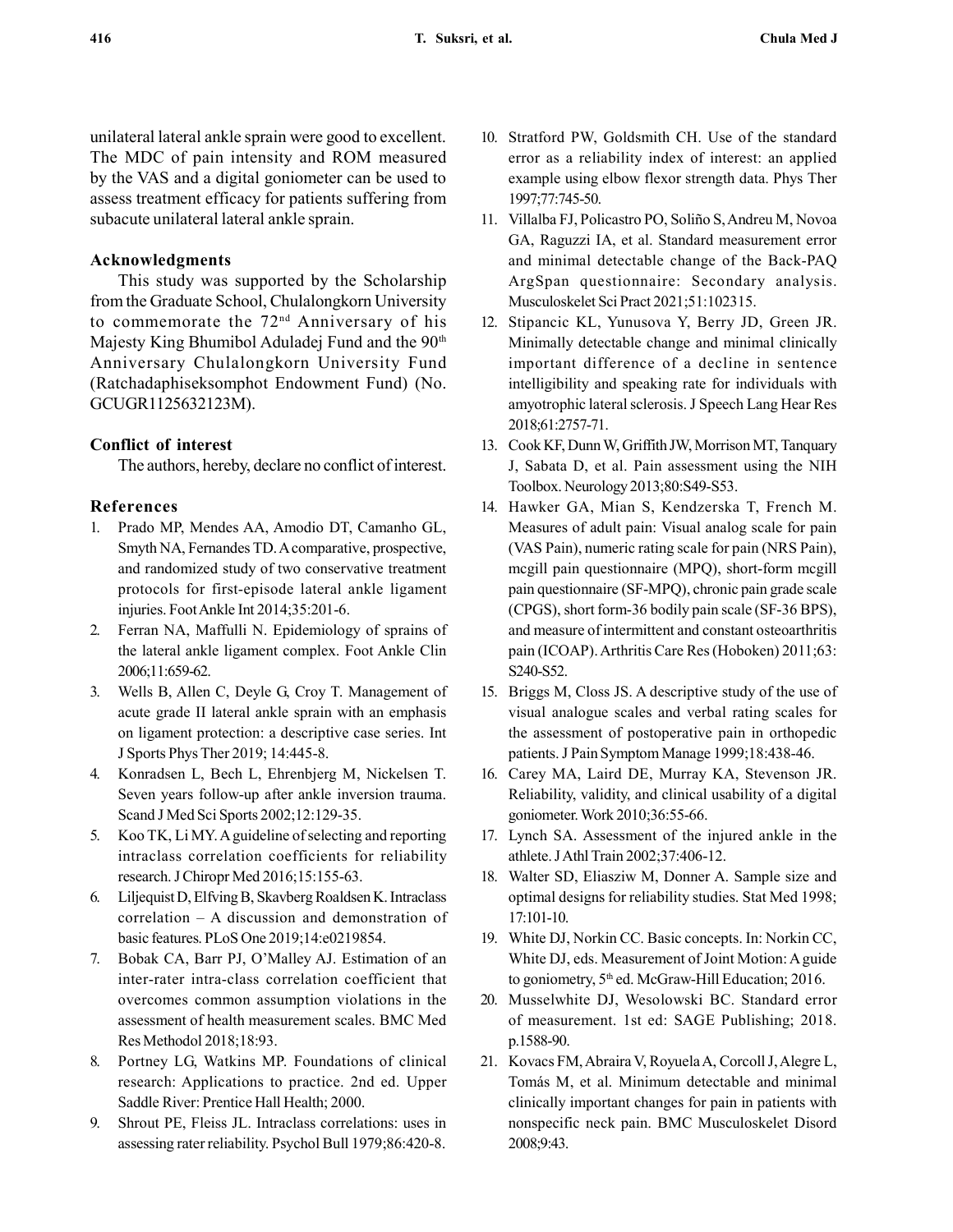unilateral lateral ankle sprain were good to excellent. The MDC of pain intensity and ROM measured by the VAS and a digital goniometer can be used to assess treatment efficacy for patients suffering from subacute unilateral lateral ankle sprain.

### Acknowledgments

This study was supported by the Scholarship from the Graduate School, Chulalongkorn University to commemorate the 72nd Anniversary of his Majesty King Bhumibol Aduladej Fund and the 90th Anniversary Chulalongkorn University Fund (Ratchadaphiseksomphot Endowment Fund) (No. GCUGR1125632123M).

### Conflict of interest

The authors, hereby, declare no conflict of interest.

### References

1. Prado MP, Mendes AA, Amodio DT, Camanho GL, Smyth NA, Fernandes TD. A comparative, prospective, and randomized study of two conservative treatment protocols for first-episode lateral ankle ligament injuries. Foot Ankle Int 2014;35:201-6.
2. Ferran NA, Maffulli N. Epidemiology of sprains of the lateral ankle ligament complex. Foot Ankle Clin 2006;11:659-62.
3. Wells B, Allen C, Deyle G, Croy T. Management of acute grade II lateral ankle sprain with an emphasis on ligament protection: a descriptive case series. Int J Sports Phys Ther 2019; 14:445-8.
4. Konradsen L, Bech L, Ehrenbjerg M, Nickelsen T. Seven years follow-up after ankle inversion trauma. Scand J Med Sci Sports 2002;12:129-35.
5. Koo TK, Li MY. A guideline of selecting and reporting intraclass correlation coefficients for reliability research. J Chiropr Med 2016;15:155-63.
6. Liljequist D, Elfving B, Skavberg Roaldsen K. Intraclass correlation – A discussion and demonstration of basic features. PLoS One 2019;14:e0219854.
7. Bobak CA, Barr PJ, O'Malley AJ. Estimation of an inter-rater intra-class correlation coefficient that overcomes common assumption violations in the assessment of health measurement scales. BMC Med Res Methodol 2018;18:93.
8. Portney LG, Watkins MP. Foundations of clinical research: Applications to practice. 2nd ed. Upper Saddle River: Prentice Hall Health; 2000.
9. Shrout PE, Fleiss JL. Intraclass correlations: uses in assessing rater reliability. Psychol Bull 1979;86:420-8.
10. Stratford PW, Goldsmith CH. Use of the standard error as a reliability index of interest: an applied example using elbow flexor strength data. Phys Ther 1997;77:745-50.
11. Villalba FJ, Policastro PO, Soliño S, Andreu M, Novoa GA, Raguzzi IA, et al. Standard measurement error and minimal detectable change of the Back-PAQ ArgSpan questionnaire: Secondary analysis. Musculoskelet Sci Pract 2021;51:102315.
12. Stipancic KL, Yunusova Y, Berry JD, Green JR. Minimally detectable change and minimal clinically important difference of a decline in sentence intelligibility and speaking rate for individuals with amyotrophic lateral sclerosis. J Speech Lang Hear Res 2018;61:2757-71.
13. Cook KF, Dunn W, Griffith JW, Morrison MT, Tanquary J, Sabata D, et al. Pain assessment using the NIH Toolbox. Neurology 2013;80:S49-S53.
14. Hawker GA, Mian S, Kendzerska T, French M. Measures of adult pain: Visual analog scale for pain (VAS Pain), numeric rating scale for pain (NRS Pain), mcgill pain questionnaire (MPQ), short-form mcgill pain questionnaire (SF-MPQ), chronic pain grade scale (CPGS), short form-36 bodily pain scale (SF-36 BPS), and measure of intermittent and constant osteoarthritis pain (ICOAP). Arthritis Care Res (Hoboken) 2011;63: S240-S52.
15. Briggs M, Closs JS. A descriptive study of the use of visual analogue scales and verbal rating scales for the assessment of postoperative pain in orthopedic patients. J Pain Symptom Manage 1999;18:438-46.
16. Carey MA, Laird DE, Murray KA, Stevenson JR. Reliability, validity, and clinical usability of a digital goniometer. Work 2010;36:55-66.
17. Lynch SA. Assessment of the injured ankle in the athlete. J Athl Train 2002;37:406-12.
18. Walter SD, Eliasziw M, Donner A. Sample size and optimal designs for reliability studies. Stat Med 1998; 17:101-10.
19. White DJ, Norkin CC. Basic concepts. In: Norkin CC, White DJ, eds. Measurement of Joint Motion: A guide to goniometry, 5th ed. McGraw-Hill Education; 2016.
20. Musselwhite DJ, Wesolowski BC. Standard error of measurement. 1st ed: SAGE Publishing; 2018. p.1588-90.
21. Kovacs FM, Abraira V, Royuela A, Corcoll J, Alegre L, Tomás M, et al. Minimum detectable and minimal clinically important changes for pain in patients with nonspecific neck pain. BMC Musculoskelet Disord 2008;9:43.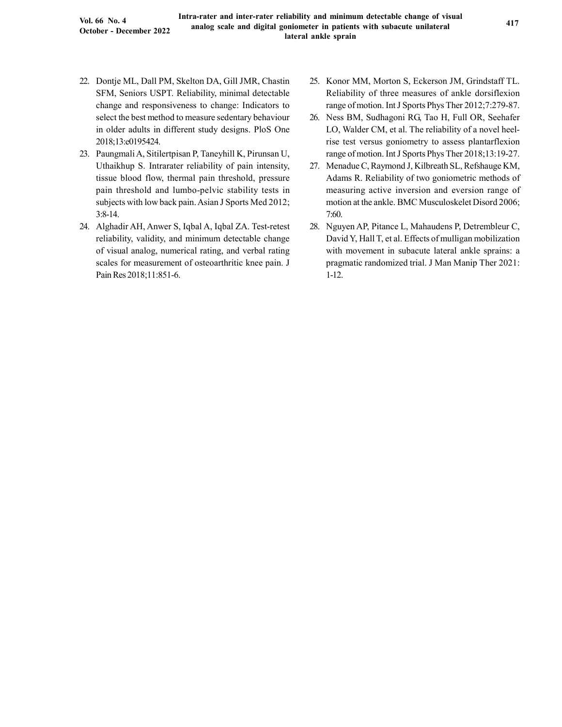22. Dontje ML, Dall PM, Skelton DA, Gill JMR, Chastin SFM, Seniors USPT. Reliability, minimal detectable change and responsiveness to change: Indicators to select the best method to measure sedentary behaviour in older adults in different study designs. PloS One 2018;13:e0195424.
23. Paungmali A, Sitilertpisan P, Taneyhill K, Pirunsan U, Uthaikhup S. Intrarater reliability of pain intensity, tissue blood flow, thermal pain threshold, pressure pain threshold and lumbo-pelvic stability tests in subjects with low back pain. Asian J Sports Med 2012; 3:8-14.
24. Alghadir AH, Anwer S, Iqbal A, Iqbal ZA. Test-retest reliability, validity, and minimum detectable change of visual analog, numerical rating, and verbal rating scales for measurement of osteoarthritic knee pain. J Pain Res 2018;11:851-6.
25. Konor MM, Morton S, Eckerson JM, Grindstaff TL. Reliability of three measures of ankle dorsiflexion range of motion. Int J Sports Phys Ther 2012;7:279-87.
26. Ness BM, Sudhagoni RG, Tao H, Full OR, Seehafer LO, Walder CM, et al. The reliability of a novel heel-rise test versus goniometry to assess plantarflexion range of motion. Int J Sports Phys Ther 2018;13:19-27.
27. Menadue C, Raymond J, Kilbreath SL, Refshauge KM, Adams R. Reliability of two goniometric methods of measuring active inversion and eversion range of motion at the ankle. BMC Musculoskelet Disord 2006; 7:60.
28. Nguyen AP, Pitance L, Mahaudens P, Detrembleur C, David Y, Hall T, et al. Effects of mulligan mobilization with movement in subacute lateral ankle sprains: a pragmatic randomized trial. J Man Manip Ther 2021: 1-12.